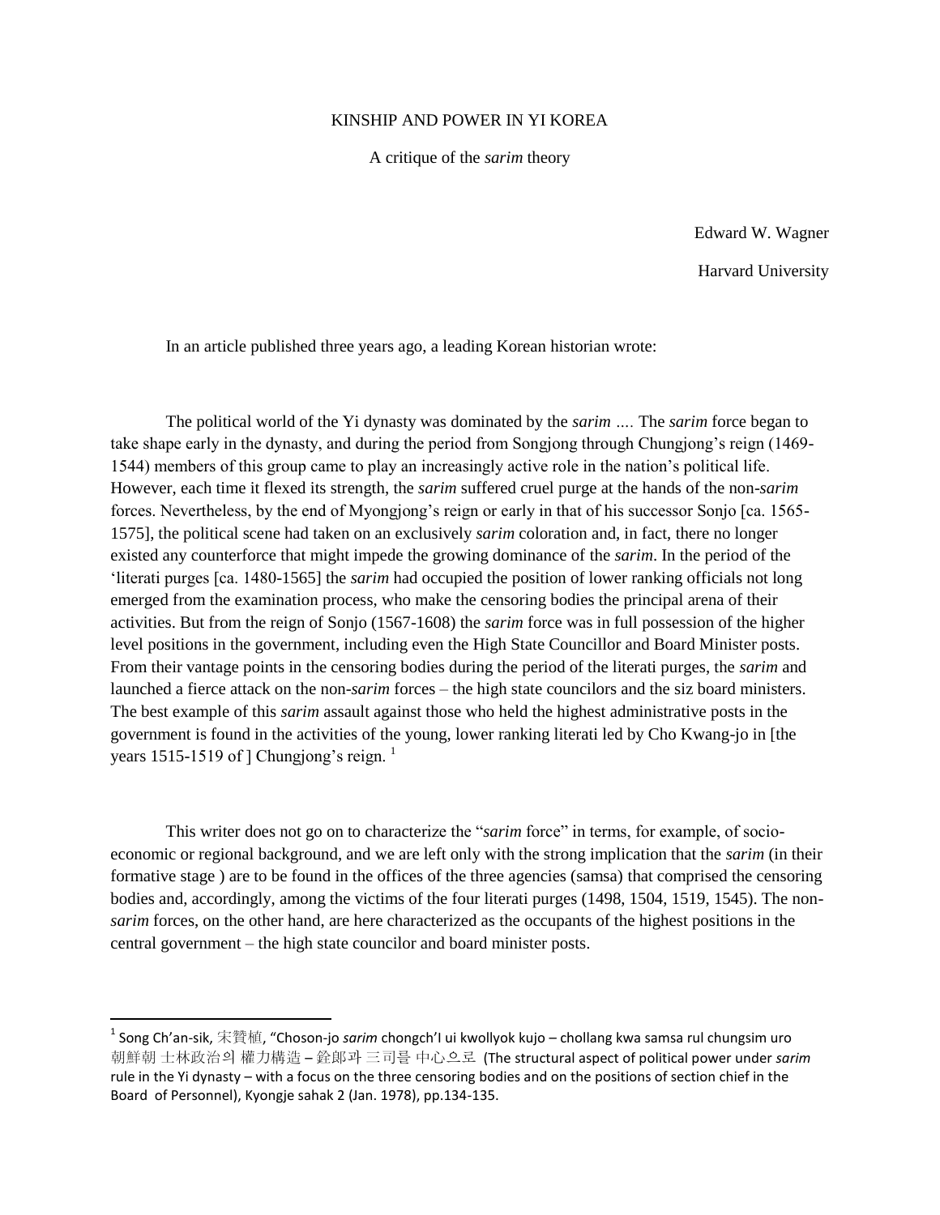# KINSHIP AND POWER IN YI KOREA

A critique of the *sarim* theory

Edward W. Wagner

Harvard University

In an article published three years ago, a leading Korean historian wrote:

> The political world of the Yi dynasty was dominated by the *sarim* …. The *sarim* force began to take shape early in the dynasty, and during the period from Songjong through Chungjong's reign (1469-1544) members of this group came to play an increasingly active role in the nation's political life. However, each time it flexed its strength, the *sarim* suffered cruel purge at the hands of the non-*sarim* forces. Nevertheless, by the end of Myongjong's reign or early in that of his successor Sonjo [ca. 1565-1575], the political scene had taken on an exclusively *sarim* coloration and, in fact, there no longer existed any counterforce that might impede the growing dominance of the *sarim*. In the period of the 'literati purges [ca. 1480-1565] the *sarim* had occupied the position of lower ranking officials not long emerged from the examination process, who make the censoring bodies the principal arena of their activities. But from the reign of Sonjo (1567-1608) the *sarim* force was in full possession of the higher level positions in the government, including even the High State Councillor and Board Minister posts. From their vantage points in the censoring bodies during the period of the literati purges, the *sarim* and launched a fierce attack on the non-*sarim* forces – the high state councilors and the siz board ministers. The best example of this *sarim* assault against those who held the highest administrative posts in the government is found in the activities of the young, lower ranking literati led by Cho Kwang-jo in [the years 1515-1519 of ] Chungjong's reign. [1]

This writer does not go on to characterize the "*sarim* force" in terms, for example, of socio-economic or regional background, and we are left only with the strong implication that the *sarim* (in their formative stage ) are to be found in the offices of the three agencies (samsa) that comprised the censoring bodies and, accordingly, among the victims of the four literati purges (1498, 1504, 1519, 1545). The non-*sarim* forces, on the other hand, are here characterized as the occupants of the highest positions in the central government – the high state councilor and board minister posts.

---

[1] Song Ch'an-sik, 宋贊植, "Choson-jo *sarim* chongch'I ui kwollyok kujo – chollang kwa samsa rul chungsim uro 朝鮮朝 士林政治의 權力構造 – 銓郎과 三司를 中心으로 (The structural aspect of political power under *sarim* rule in the Yi dynasty – with a focus on the three censoring bodies and on the positions of section chief in the Board of Personnel), Kyongje sahak 2 (Jan. 1978), pp.134-135.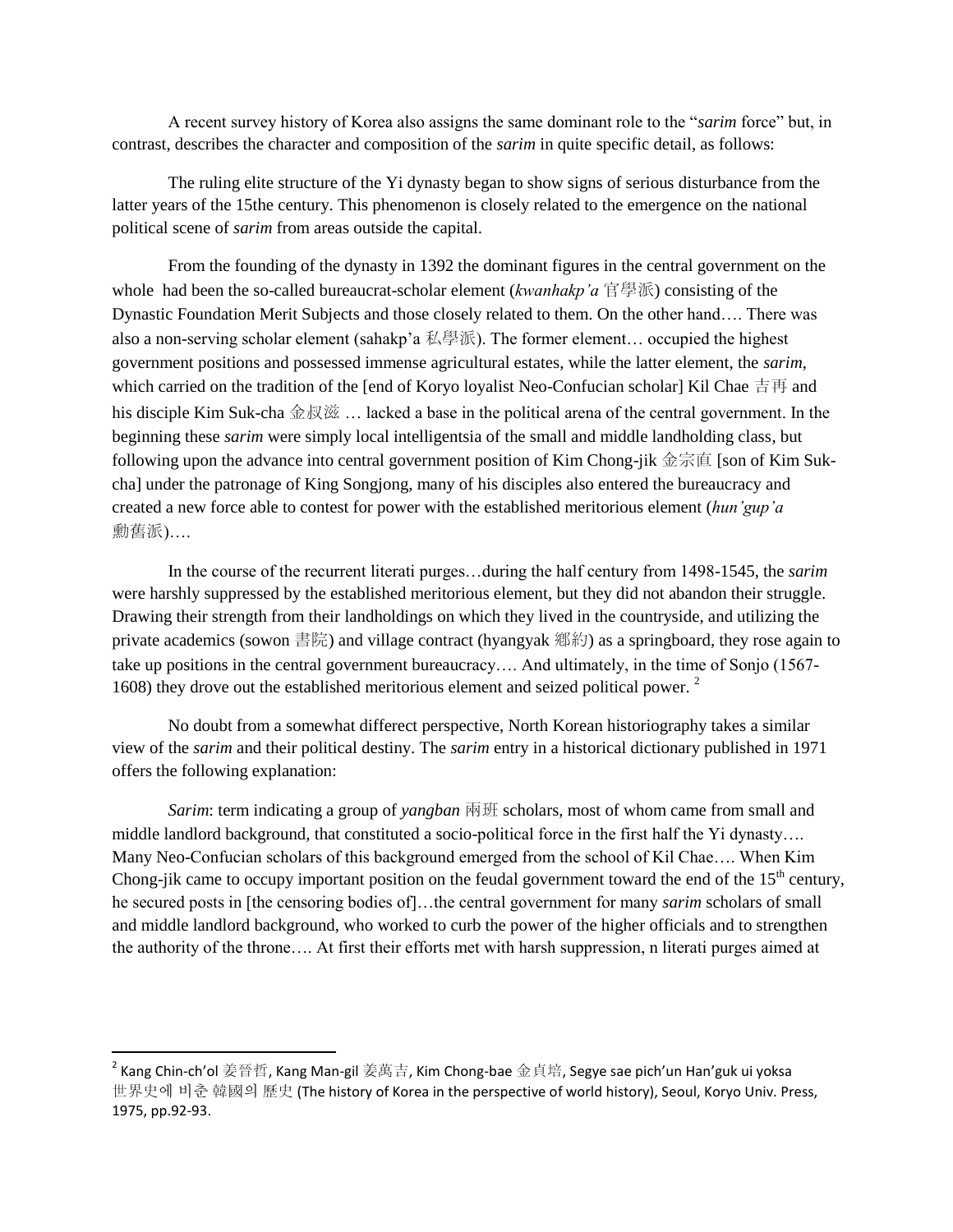A recent survey history of Korea also assigns the same dominant role to the "*sarim* force" but, in contrast, describes the character and composition of the *sarim* in quite specific detail, as follows:

> The ruling elite structure of the Yi dynasty began to show signs of serious disturbance from the latter years of the 15the century. This phenomenon is closely related to the emergence on the national political scene of *sarim* from areas outside the capital.
>
> From the founding of the dynasty in 1392 the dominant figures in the central government on the whole had been the so-called bureaucrat-scholar element (*kwanhakp'a* 官學派) consisting of the Dynastic Foundation Merit Subjects and those closely related to them. On the other hand…. There was also a non-serving scholar element (sahakp'a 私學派). The former element… occupied the highest government positions and possessed immense agricultural estates, while the latter element, the *sarim*, which carried on the tradition of the [end of Koryo loyalist Neo-Confucian scholar] Kil Chae 吉再 and his disciple Kim Suk-cha 金叔滋 … lacked a base in the political arena of the central government. In the beginning these *sarim* were simply local intelligentsia of the small and middle landholding class, but following upon the advance into central government position of Kim Chong-jik 金宗直 [son of Kim Suk-cha] under the patronage of King Songjong, many of his disciples also entered the bureaucracy and created a new force able to contest for power with the established meritorious element (*hun'gup'a* 勳舊派)….
>
> In the course of the recurrent literati purges…during the half century from 1498-1545, the *sarim* were harshly suppressed by the established meritorious element, but they did not abandon their struggle. Drawing their strength from their landholdings on which they lived in the countryside, and utilizing the private academics (sowon 書院) and village contract (hyangyak 鄉約) as a springboard, they rose again to take up positions in the central government bureaucracy…. And ultimately, in the time of Sonjo (1567-1608) they drove out the established meritorious element and seized political power. [2]

No doubt from a somewhat differect perspective, North Korean historiography takes a similar view of the *sarim* and their political destiny. The *sarim* entry in a historical dictionary published in 1971 offers the following explanation:

> *Sarim*: term indicating a group of *yangban* 兩班 scholars, most of whom came from small and middle landlord background, that constituted a socio-political force in the first half the Yi dynasty…. Many Neo-Confucian scholars of this background emerged from the school of Kil Chae…. When Kim Chong-jik came to occupy important position on the feudal government toward the end of the 15th century, he secured posts in [the censoring bodies of]…the central government for many *sarim* scholars of small and middle landlord background, who worked to curb the power of the higher officials and to strengthen the authority of the throne…. At first their efforts met with harsh suppression, n literati purges aimed at

---

[2] Kang Chin-ch'ol 姜晉哲, Kang Man-gil 姜萬吉, Kim Chong-bae 金貞培, Segye sae pich'un Han'guk ui yoksa 世界史에 비춘 韓國의 歷史 (The history of Korea in the perspective of world history), Seoul, Koryo Univ. Press, 1975, pp.92-93.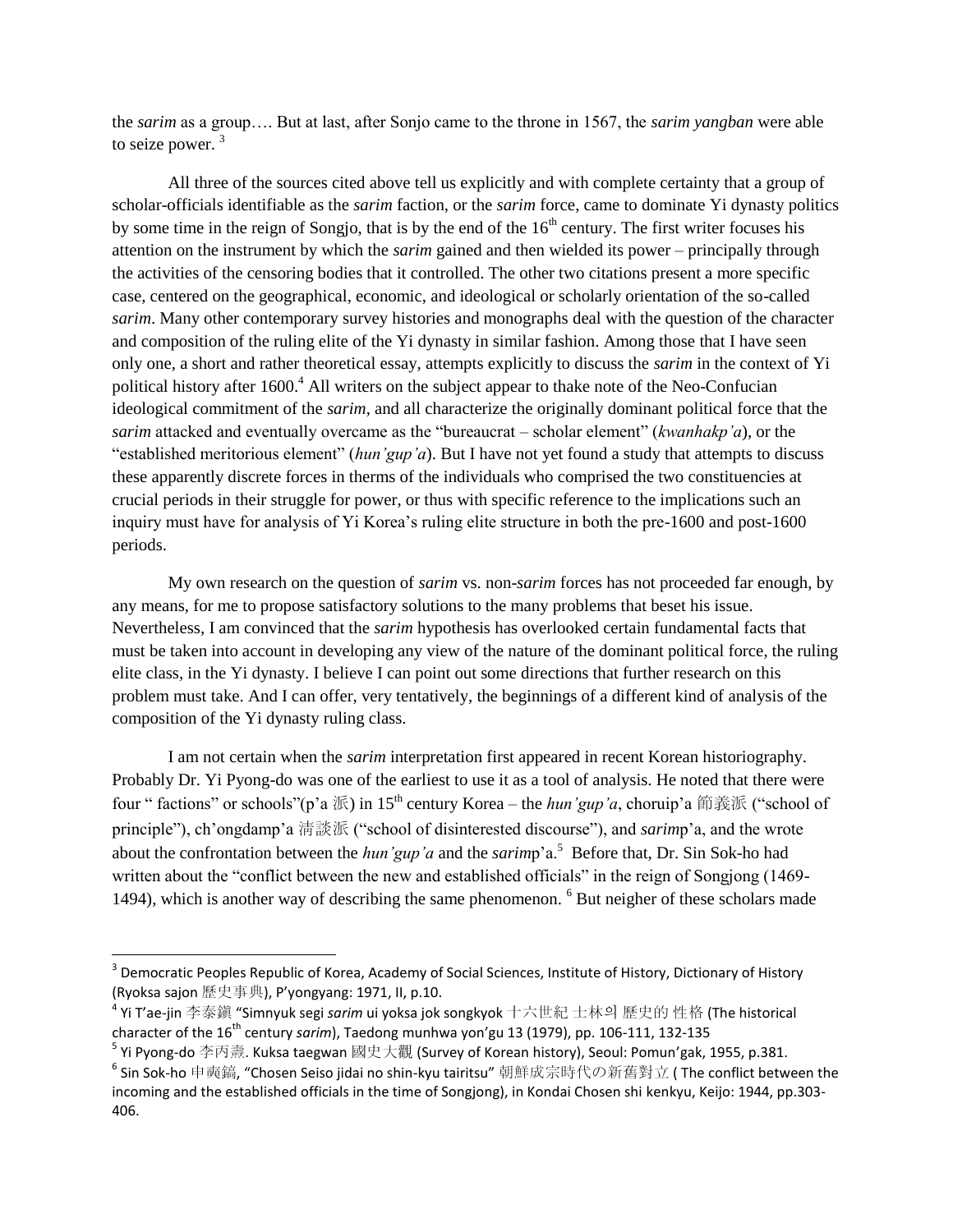the *sarim* as a group…. But at last, after Sonjo came to the throne in 1567, the *sarim yangban* were able to seize power. [3]

All three of the sources cited above tell us explicitly and with complete certainty that a group of scholar-officials identifiable as the *sarim* faction, or the *sarim* force, came to dominate Yi dynasty politics by some time in the reign of Songjo, that is by the end of the 16th century. The first writer focuses his attention on the instrument by which the *sarim* gained and then wielded its power – principally through the activities of the censoring bodies that it controlled. The other two citations present a more specific case, centered on the geographical, economic, and ideological or scholarly orientation of the so-called *sarim*. Many other contemporary survey histories and monographs deal with the question of the character and composition of the ruling elite of the Yi dynasty in similar fashion. Among those that I have seen only one, a short and rather theoretical essay, attempts explicitly to discuss the *sarim* in the context of Yi political history after 1600.[4] All writers on the subject appear to thake note of the Neo-Confucian ideological commitment of the *sarim*, and all characterize the originally dominant political force that the *sarim* attacked and eventually overcame as the "bureaucrat – scholar element" (*kwanhakp'a*), or the "established meritorious element" (*hun'gup'a*). But I have not yet found a study that attempts to discuss these apparently discrete forces in therms of the individuals who comprised the two constituencies at crucial periods in their struggle for power, or thus with specific reference to the implications such an inquiry must have for analysis of Yi Korea's ruling elite structure in both the pre-1600 and post-1600 periods.

My own research on the question of *sarim* vs. non-*sarim* forces has not proceeded far enough, by any means, for me to propose satisfactory solutions to the many problems that beset his issue. Nevertheless, I am convinced that the *sarim* hypothesis has overlooked certain fundamental facts that must be taken into account in developing any view of the nature of the dominant political force, the ruling elite class, in the Yi dynasty. I believe I can point out some directions that further research on this problem must take. And I can offer, very tentatively, the beginnings of a different kind of analysis of the composition of the Yi dynasty ruling class.

I am not certain when the *sarim* interpretation first appeared in recent Korean historiography. Probably Dr. Yi Pyong-do was one of the earliest to use it as a tool of analysis. He noted that there were four " factions" or schools"(p'a 派) in 15th century Korea – the *hun'gup'a*, choruip'a 節義派 ("school of principle"), ch'ongdamp'a 淸談派 ("school of disinterested discourse"), and *sarim*p'a, and the wrote about the confrontation between the *hun'gup'a* and the *sarim*p'a.[5] Before that, Dr. Sin Sok-ho had written about the "conflict between the new and established officials" in the reign of Songjong (1469-1494), which is another way of describing the same phenomenon. [6] But neigher of these scholars made

---

[3] Democratic Peoples Republic of Korea, Academy of Social Sciences, Institute of History, Dictionary of History (Ryoksa sajon 歷史事典), P'yongyang: 1971, II, p.10.

[4] Yi T'ae-jin 李泰鎭 "Simnyuk segi *sarim* ui yoksa jok songkyok 十六世紀 士林의 歷史的 性格 (The historical character of the 16th century *sarim*), Taedong munhwa yon'gu 13 (1979), pp. 106-111, 132-135

[5] Yi Pyong-do 李丙燾. Kuksa taegwan 國史大觀 (Survey of Korean history), Seoul: Pomun'gak, 1955, p.381.

[6] Sin Sok-ho 申奭鎬, "Chosen Seiso jidai no shin-kyu tairitsu" 朝鮮成宗時代の新舊對立 ( The conflict between the incoming and the established officials in the time of Songjong), in Kondai Chosen shi kenkyu, Keijo: 1944, pp.303-406.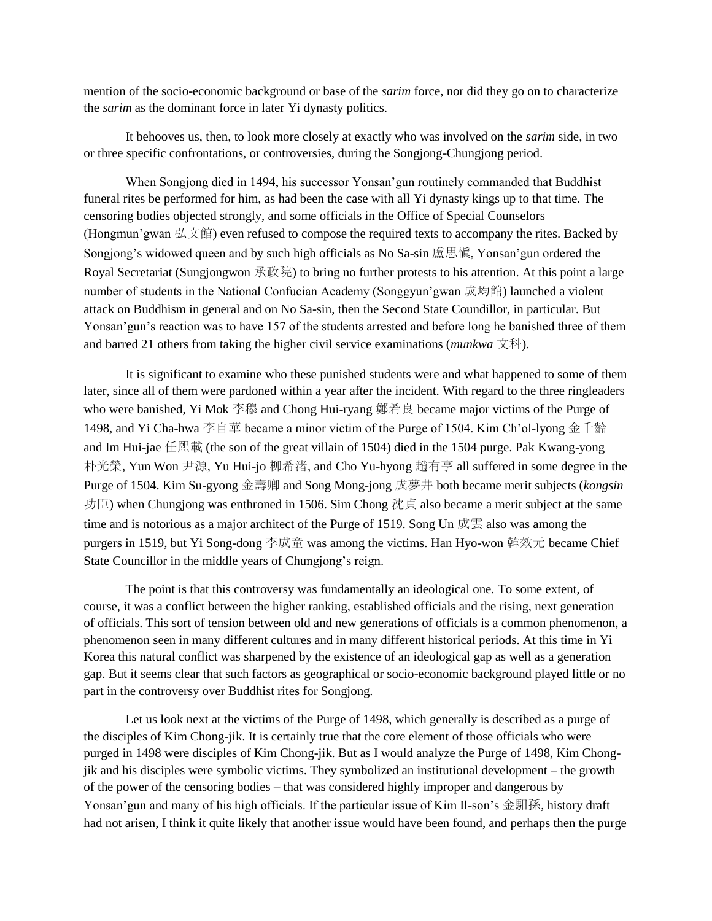mention of the socio-economic background or base of the *sarim* force, nor did they go on to characterize the *sarim* as the dominant force in later Yi dynasty politics.

It behooves us, then, to look more closely at exactly who was involved on the *sarim* side, in two or three specific confrontations, or controversies, during the Songjong-Chungjong period.

When Songjong died in 1494, his successor Yonsan'gun routinely commanded that Buddhist funeral rites be performed for him, as had been the case with all Yi dynasty kings up to that time. The censoring bodies objected strongly, and some officials in the Office of Special Counselors (Hongmun'gwan 弘文館) even refused to compose the required texts to accompany the rites. Backed by Songjong's widowed queen and by such high officials as No Sa-sin 盧思愼, Yonsan'gun ordered the Royal Secretariat (Sungjongwon 承政院) to bring no further protests to his attention. At this point a large number of students in the National Confucian Academy (Songgyun'gwan 成均館) launched a violent attack on Buddhism in general and on No Sa-sin, then the Second State Coundillor, in particular. But Yonsan'gun's reaction was to have 157 of the students arrested and before long he banished three of them and barred 21 others from taking the higher civil service examinations (*munkwa* 文科).

It is significant to examine who these punished students were and what happened to some of them later, since all of them were pardoned within a year after the incident. With regard to the three ringleaders who were banished, Yi Mok 李穆 and Chong Hui-ryang 鄭希良 became major victims of the Purge of 1498, and Yi Cha-hwa 李自華 became a minor victim of the Purge of 1504. Kim Ch'ol-lyong 金千齡 and Im Hui-jae 任熙載 (the son of the great villain of 1504) died in the 1504 purge. Pak Kwang-yong 朴光榮, Yun Won 尹源, Yu Hui-jo 柳希渚, and Cho Yu-hyong 趙有亨 all suffered in some degree in the Purge of 1504. Kim Su-gyong 金壽卿 and Song Mong-jong 成夢井 both became merit subjects (*kongsin* 功臣) when Chungjong was enthroned in 1506. Sim Chong 沈貞 also became a merit subject at the same time and is notorious as a major architect of the Purge of 1519. Song Un 成雲 also was among the purgers in 1519, but Yi Song-dong 李成童 was among the victims. Han Hyo-won 韓效元 became Chief State Councillor in the middle years of Chungjong's reign.

The point is that this controversy was fundamentally an ideological one. To some extent, of course, it was a conflict between the higher ranking, established officials and the rising, next generation of officials. This sort of tension between old and new generations of officials is a common phenomenon, a phenomenon seen in many different cultures and in many different historical periods. At this time in Yi Korea this natural conflict was sharpened by the existence of an ideological gap as well as a generation gap. But it seems clear that such factors as geographical or socio-economic background played little or no part in the controversy over Buddhist rites for Songjong.

Let us look next at the victims of the Purge of 1498, which generally is described as a purge of the disciples of Kim Chong-jik. It is certainly true that the core element of those officials who were purged in 1498 were disciples of Kim Chong-jik. But as I would analyze the Purge of 1498, Kim Chong-jik and his disciples were symbolic victims. They symbolized an institutional development – the growth of the power of the censoring bodies – that was considered highly improper and dangerous by Yonsan'gun and many of his high officials. If the particular issue of Kim Il-son's 金馹孫, history draft had not arisen, I think it quite likely that another issue would have been found, and perhaps then the purge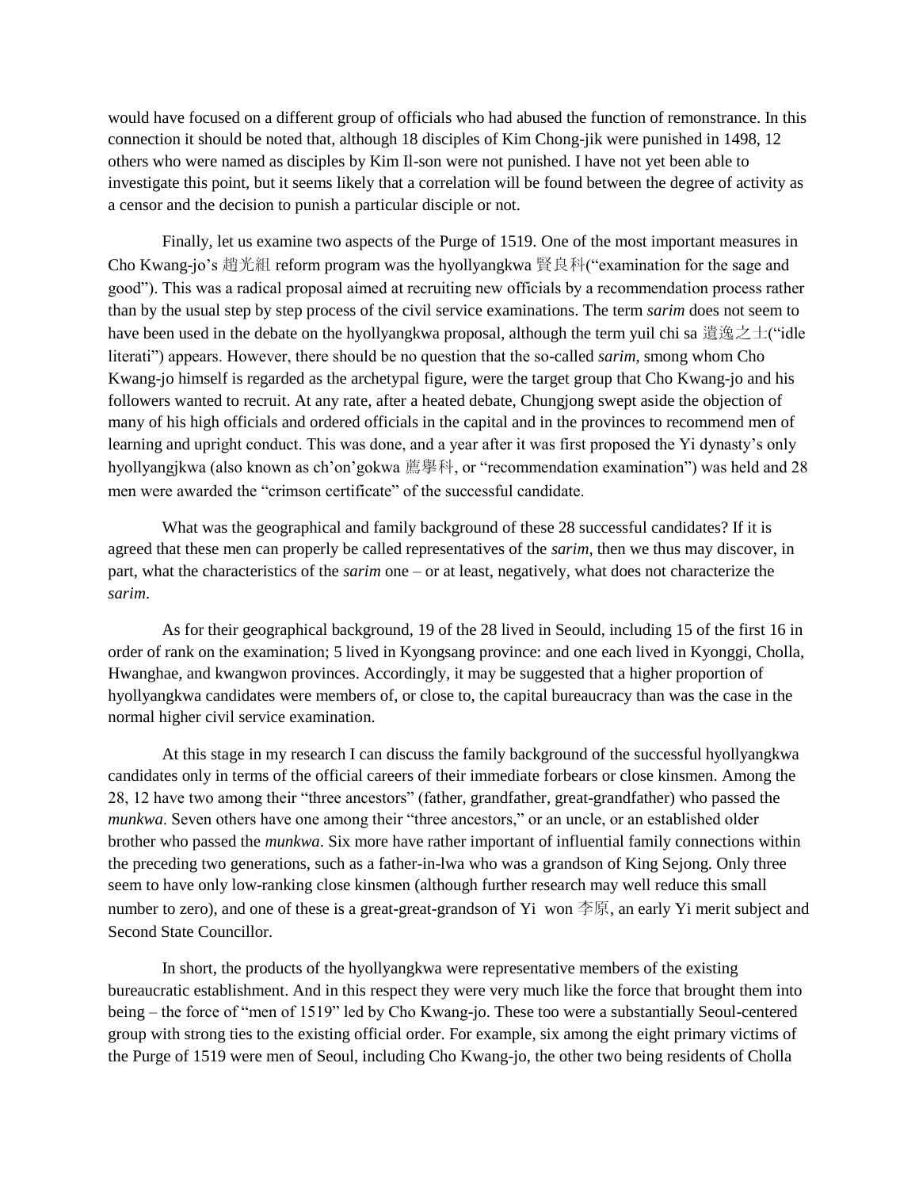would have focused on a different group of officials who had abused the function of remonstrance. In this connection it should be noted that, although 18 disciples of Kim Chong-jik were punished in 1498, 12 others who were named as disciples by Kim Il-son were not punished. I have not yet been able to investigate this point, but it seems likely that a correlation will be found between the degree of activity as a censor and the decision to punish a particular disciple or not.

Finally, let us examine two aspects of the Purge of 1519. One of the most important measures in Cho Kwang-jo's 趙光組 reform program was the hyollyangkwa 賢良科("examination for the sage and good"). This was a radical proposal aimed at recruiting new officials by a recommendation process rather than by the usual step by step process of the civil service examinations. The term *sarim* does not seem to have been used in the debate on the hyollyangkwa proposal, although the term yuil chi sa 遺逸之士("idle literati") appears. However, there should be no question that the so-called *sarim*, smong whom Cho Kwang-jo himself is regarded as the archetypal figure, were the target group that Cho Kwang-jo and his followers wanted to recruit. At any rate, after a heated debate, Chungjong swept aside the objection of many of his high officials and ordered officials in the capital and in the provinces to recommend men of learning and upright conduct. This was done, and a year after it was first proposed the Yi dynasty's only hyollyangjkwa (also known as ch'on'gokwa 薦擧科, or "recommendation examination") was held and 28 men were awarded the "crimson certificate" of the successful candidate.

What was the geographical and family background of these 28 successful candidates? If it is agreed that these men can properly be called representatives of the *sarim*, then we thus may discover, in part, what the characteristics of the *sarim* one – or at least, negatively, what does not characterize the *sarim*.

As for their geographical background, 19 of the 28 lived in Seould, including 15 of the first 16 in order of rank on the examination; 5 lived in Kyongsang province: and one each lived in Kyonggi, Cholla, Hwanghae, and kwangwon provinces. Accordingly, it may be suggested that a higher proportion of hyollyangkwa candidates were members of, or close to, the capital bureaucracy than was the case in the normal higher civil service examination.

At this stage in my research I can discuss the family background of the successful hyollyangkwa candidates only in terms of the official careers of their immediate forbears or close kinsmen. Among the 28, 12 have two among their "three ancestors" (father, grandfather, great-grandfather) who passed the *munkwa*. Seven others have one among their "three ancestors," or an uncle, or an established older brother who passed the *munkwa*. Six more have rather important of influential family connections within the preceding two generations, such as a father-in-lwa who was a grandson of King Sejong. Only three seem to have only low-ranking close kinsmen (although further research may well reduce this small number to zero), and one of these is a great-great-grandson of Yi won 李原, an early Yi merit subject and Second State Councillor.

In short, the products of the hyollyangkwa were representative members of the existing bureaucratic establishment. And in this respect they were very much like the force that brought them into being – the force of "men of 1519" led by Cho Kwang-jo. These too were a substantially Seoul-centered group with strong ties to the existing official order. For example, six among the eight primary victims of the Purge of 1519 were men of Seoul, including Cho Kwang-jo, the other two being residents of Cholla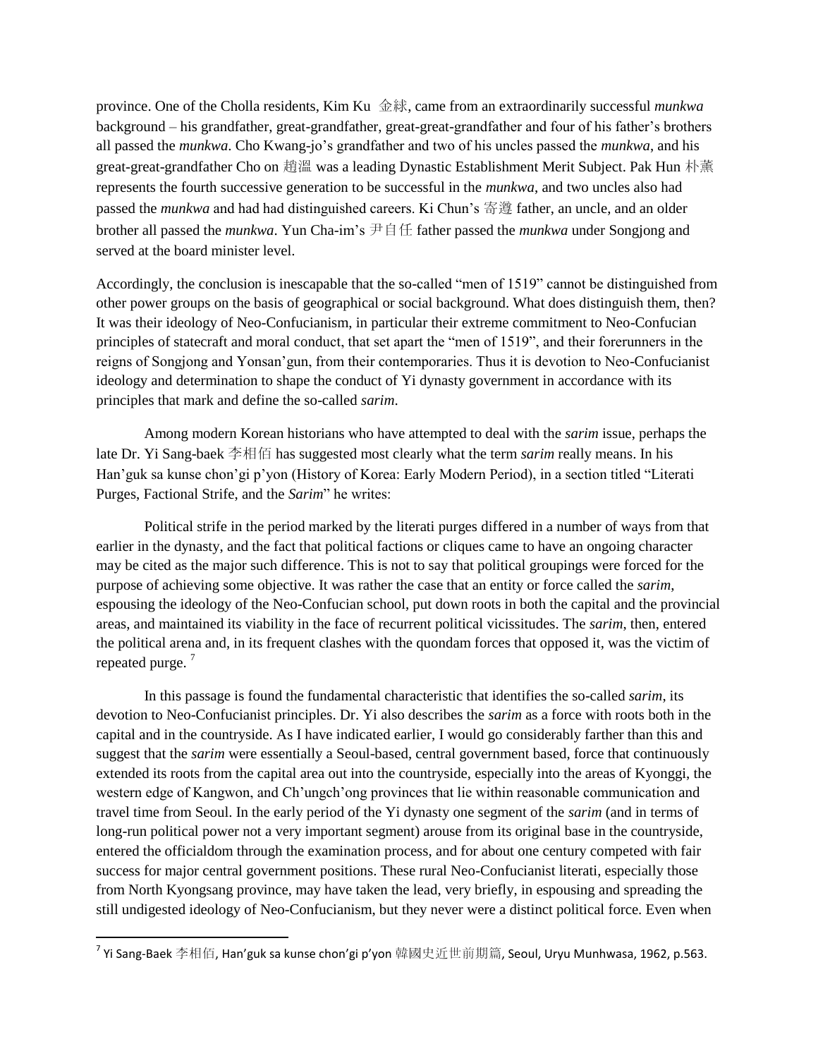province. One of the Cholla residents, Kim Ku 金絿, came from an extraordinarily successful *munkwa* background – his grandfather, great-grandfather, great-great-grandfather and four of his father's brothers all passed the *munkwa*. Cho Kwang-jo's grandfather and two of his uncles passed the *munkwa*, and his great-great-grandfather Cho on 趙溫 was a leading Dynastic Establishment Merit Subject. Pak Hun 朴薰 represents the fourth successive generation to be successful in the *munkwa*, and two uncles also had passed the *munkwa* and had had distinguished careers. Ki Chun's 寄遵 father, an uncle, and an older brother all passed the *munkwa*. Yun Cha-im's 尹自任 father passed the *munkwa* under Songjong and served at the board minister level.

Accordingly, the conclusion is inescapable that the so-called "men of 1519" cannot be distinguished from other power groups on the basis of geographical or social background. What does distinguish them, then? It was their ideology of Neo-Confucianism, in particular their extreme commitment to Neo-Confucian principles of statecraft and moral conduct, that set apart the "men of 1519", and their forerunners in the reigns of Songjong and Yonsan'gun, from their contemporaries. Thus it is devotion to Neo-Confucianist ideology and determination to shape the conduct of Yi dynasty government in accordance with its principles that mark and define the so-called *sarim*.

Among modern Korean historians who have attempted to deal with the *sarim* issue, perhaps the late Dr. Yi Sang-baek 李相佰 has suggested most clearly what the term *sarim* really means. In his Han'guk sa kunse chon'gi p'yon (History of Korea: Early Modern Period), in a section titled "Literati Purges, Factional Strife, and the *Sarim*" he writes:

> Political strife in the period marked by the literati purges differed in a number of ways from that earlier in the dynasty, and the fact that political factions or cliques came to have an ongoing character may be cited as the major such difference. This is not to say that political groupings were forced for the purpose of achieving some objective. It was rather the case that an entity or force called the *sarim*, espousing the ideology of the Neo-Confucian school, put down roots in both the capital and the provincial areas, and maintained its viability in the face of recurrent political vicissitudes. The *sarim*, then, entered the political arena and, in its frequent clashes with the quondam forces that opposed it, was the victim of repeated purge. [7]

In this passage is found the fundamental characteristic that identifies the so-called *sarim*, its devotion to Neo-Confucianist principles. Dr. Yi also describes the *sarim* as a force with roots both in the capital and in the countryside. As I have indicated earlier, I would go considerably farther than this and suggest that the *sarim* were essentially a Seoul-based, central government based, force that continuously extended its roots from the capital area out into the countryside, especially into the areas of Kyonggi, the western edge of Kangwon, and Ch'ungch'ong provinces that lie within reasonable communication and travel time from Seoul. In the early period of the Yi dynasty one segment of the *sarim* (and in terms of long-run political power not a very important segment) arouse from its original base in the countryside, entered the officialdom through the examination process, and for about one century competed with fair success for major central government positions. These rural Neo-Confucianist literati, especially those from North Kyongsang province, may have taken the lead, very briefly, in espousing and spreading the still undigested ideology of Neo-Confucianism, but they never were a distinct political force. Even when

[7] Yi Sang-Baek 李相佰, Han'guk sa kunse chon'gi p'yon 韓國史近世前期篇, Seoul, Uryu Munhwasa, 1962, p.563.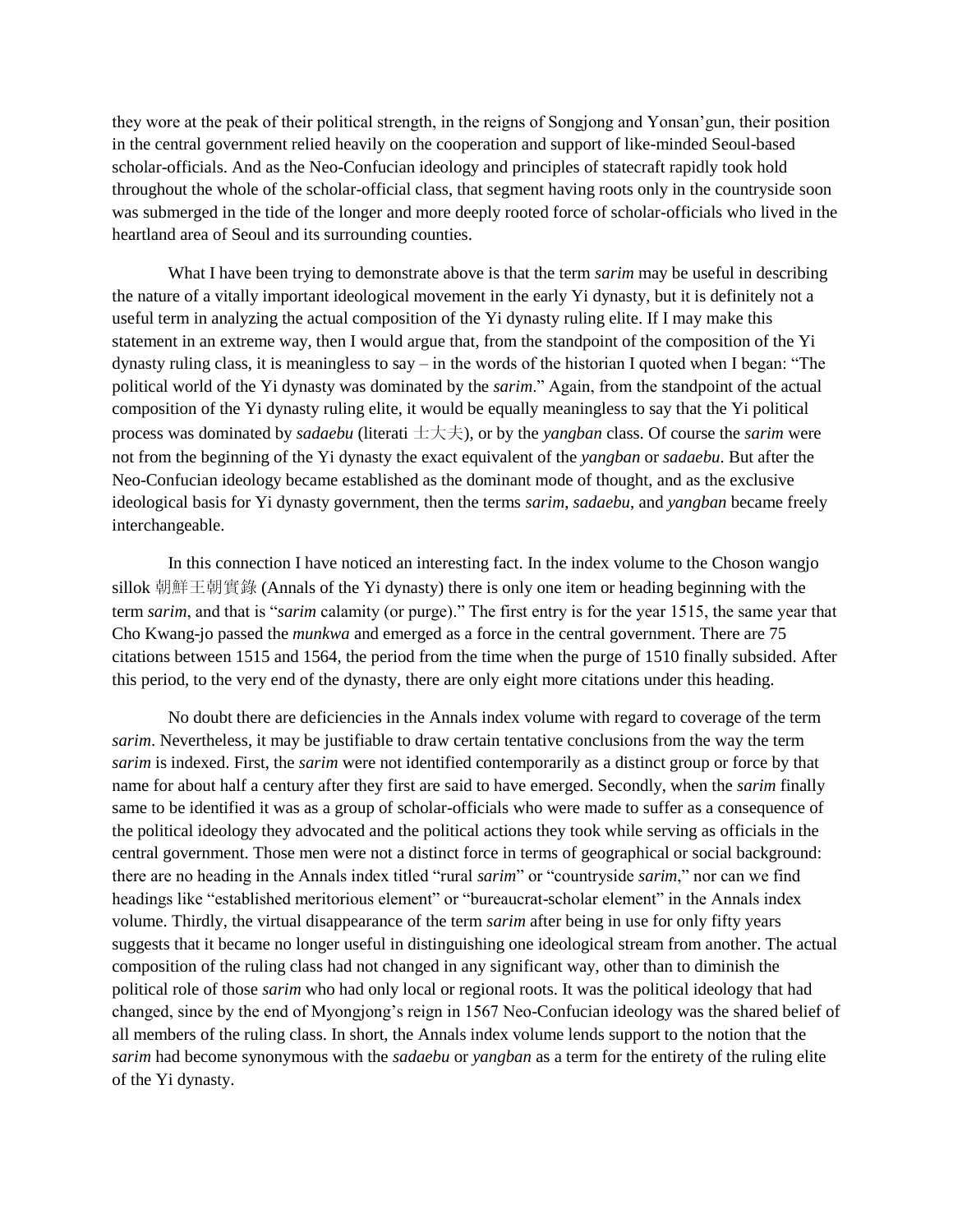they wore at the peak of their political strength, in the reigns of Songjong and Yonsan'gun, their position in the central government relied heavily on the cooperation and support of like-minded Seoul-based scholar-officials. And as the Neo-Confucian ideology and principles of statecraft rapidly took hold throughout the whole of the scholar-official class, that segment having roots only in the countryside soon was submerged in the tide of the longer and more deeply rooted force of scholar-officials who lived in the heartland area of Seoul and its surrounding counties.

What I have been trying to demonstrate above is that the term *sarim* may be useful in describing the nature of a vitally important ideological movement in the early Yi dynasty, but it is definitely not a useful term in analyzing the actual composition of the Yi dynasty ruling elite. If I may make this statement in an extreme way, then I would argue that, from the standpoint of the composition of the Yi dynasty ruling class, it is meaningless to say – in the words of the historian I quoted when I began: "The political world of the Yi dynasty was dominated by the *sarim*." Again, from the standpoint of the actual composition of the Yi dynasty ruling elite, it would be equally meaningless to say that the Yi political process was dominated by *sadaebu* (literati 士大夫), or by the *yangban* class. Of course the *sarim* were not from the beginning of the Yi dynasty the exact equivalent of the *yangban* or *sadaebu*. But after the Neo-Confucian ideology became established as the dominant mode of thought, and as the exclusive ideological basis for Yi dynasty government, then the terms *sarim*, *sadaebu*, and *yangban* became freely interchangeable.

In this connection I have noticed an interesting fact. In the index volume to the Choson wangjo sillok 朝鮮王朝實錄 (Annals of the Yi dynasty) there is only one item or heading beginning with the term *sarim*, and that is "*sarim* calamity (or purge)." The first entry is for the year 1515, the same year that Cho Kwang-jo passed the *munkwa* and emerged as a force in the central government. There are 75 citations between 1515 and 1564, the period from the time when the purge of 1510 finally subsided. After this period, to the very end of the dynasty, there are only eight more citations under this heading.

No doubt there are deficiencies in the Annals index volume with regard to coverage of the term *sarim*. Nevertheless, it may be justifiable to draw certain tentative conclusions from the way the term *sarim* is indexed. First, the *sarim* were not identified contemporarily as a distinct group or force by that name for about half a century after they first are said to have emerged. Secondly, when the *sarim* finally same to be identified it was as a group of scholar-officials who were made to suffer as a consequence of the political ideology they advocated and the political actions they took while serving as officials in the central government. Those men were not a distinct force in terms of geographical or social background: there are no heading in the Annals index titled "rural *sarim*" or "countryside *sarim*," nor can we find headings like "established meritorious element" or "bureaucrat-scholar element" in the Annals index volume. Thirdly, the virtual disappearance of the term *sarim* after being in use for only fifty years suggests that it became no longer useful in distinguishing one ideological stream from another. The actual composition of the ruling class had not changed in any significant way, other than to diminish the political role of those *sarim* who had only local or regional roots. It was the political ideology that had changed, since by the end of Myongjong's reign in 1567 Neo-Confucian ideology was the shared belief of all members of the ruling class. In short, the Annals index volume lends support to the notion that the *sarim* had become synonymous with the *sadaebu* or *yangban* as a term for the entirety of the ruling elite of the Yi dynasty.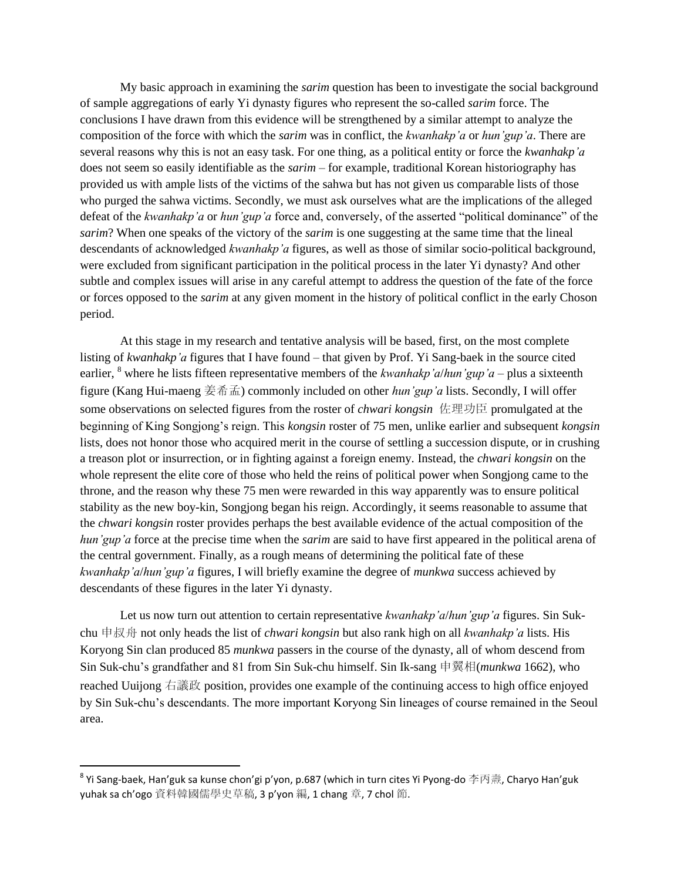My basic approach in examining the *sarim* question has been to investigate the social background of sample aggregations of early Yi dynasty figures who represent the so-called *sarim* force. The conclusions I have drawn from this evidence will be strengthened by a similar attempt to analyze the composition of the force with which the *sarim* was in conflict, the *kwanhakp'a* or *hun'gup'a*. There are several reasons why this is not an easy task. For one thing, as a political entity or force the *kwanhakp'a* does not seem so easily identifiable as the *sarim* – for example, traditional Korean historiography has provided us with ample lists of the victims of the sahwa but has not given us comparable lists of those who purged the sahwa victims. Secondly, we must ask ourselves what are the implications of the alleged defeat of the *kwanhakp'a* or *hun'gup'a* force and, conversely, of the asserted "political dominance" of the *sarim*? When one speaks of the victory of the *sarim* is one suggesting at the same time that the lineal descendants of acknowledged *kwanhakp'a* figures, as well as those of similar socio-political background, were excluded from significant participation in the political process in the later Yi dynasty? And other subtle and complex issues will arise in any careful attempt to address the question of the fate of the force or forces opposed to the *sarim* at any given moment in the history of political conflict in the early Choson period.

At this stage in my research and tentative analysis will be based, first, on the most complete listing of *kwanhakp'a* figures that I have found – that given by Prof. Yi Sang-baek in the source cited earlier, [8] where he lists fifteen representative members of the *kwanhakp'a*/*hun'gup'a* – plus a sixteenth figure (Kang Hui-maeng 姜希孟) commonly included on other *hun'gup'a* lists. Secondly, I will offer some observations on selected figures from the roster of *chwari kongsin* 佐理功臣 promulgated at the beginning of King Songjong's reign. This *kongsin* roster of 75 men, unlike earlier and subsequent *kongsin* lists, does not honor those who acquired merit in the course of settling a succession dispute, or in crushing a treason plot or insurrection, or in fighting against a foreign enemy. Instead, the *chwari kongsin* on the whole represent the elite core of those who held the reins of political power when Songjong came to the throne, and the reason why these 75 men were rewarded in this way apparently was to ensure political stability as the new boy-kin, Songjong began his reign. Accordingly, it seems reasonable to assume that the *chwari kongsin* roster provides perhaps the best available evidence of the actual composition of the *hun'gup'a* force at the precise time when the *sarim* are said to have first appeared in the political arena of the central government. Finally, as a rough means of determining the political fate of these *kwanhakp'a*/*hun'gup'a* figures, I will briefly examine the degree of *munkwa* success achieved by descendants of these figures in the later Yi dynasty.

Let us now turn out attention to certain representative *kwanhakp'a*/*hun'gup'a* figures. Sin Suk-chu 申叔舟 not only heads the list of *chwari kongsin* but also rank high on all *kwanhakp'a* lists. His Koryong Sin clan produced 85 *munkwa* passers in the course of the dynasty, all of whom descend from Sin Suk-chu's grandfather and 81 from Sin Suk-chu himself. Sin Ik-sang 申翼相(*munkwa* 1662), who reached Uuijong 右議政 position, provides one example of the continuing access to high office enjoyed by Sin Suk-chu's descendants. The more important Koryong Sin lineages of course remained in the Seoul area.

---

[8] Yi Sang-baek, Han'guk sa kunse chon'gi p'yon, p.687 (which in turn cites Yi Pyong-do 李丙燾, Charyo Han'guk yuhak sa ch'ogo 資料韓國儒學史草稿, 3 p'yon 編, 1 chang 章, 7 chol 節.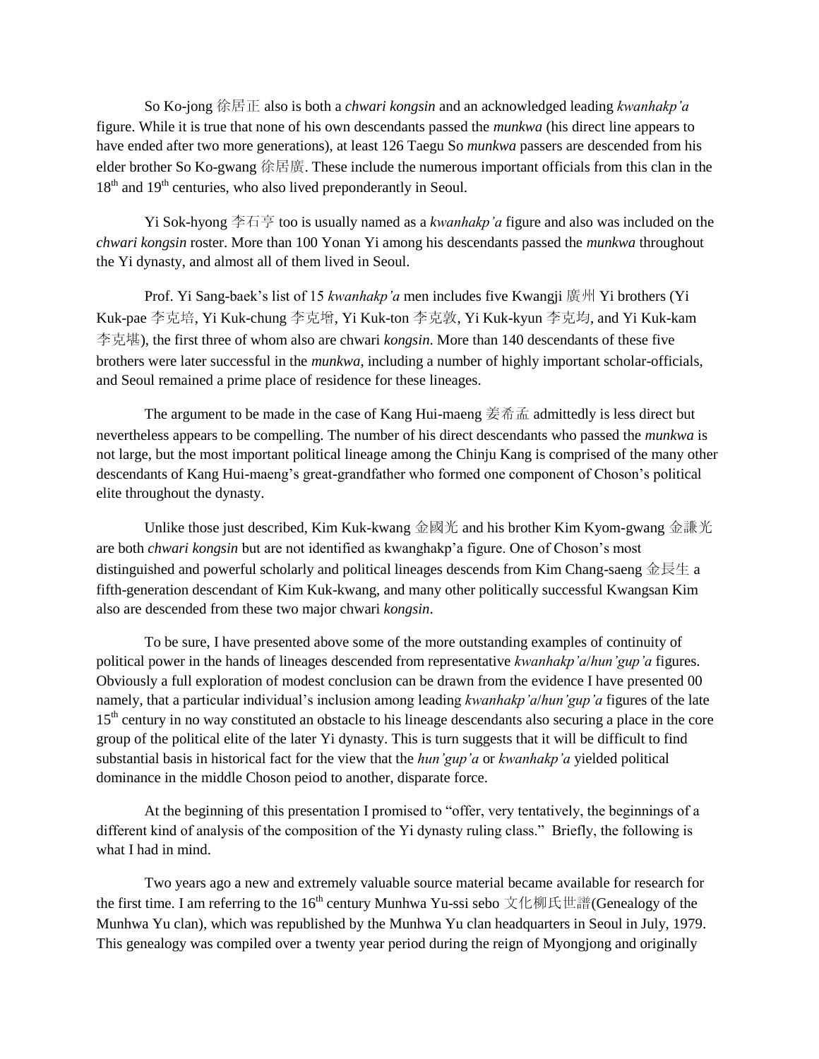So Ko-jong 徐居正 also is both a *chwari kongsin* and an acknowledged leading *kwanhakp'a* figure. While it is true that none of his own descendants passed the *munkwa* (his direct line appears to have ended after two more generations), at least 126 Taegu So *munkwa* passers are descended from his elder brother So Ko-gwang 徐居廣. These include the numerous important officials from this clan in the 18th and 19th centuries, who also lived preponderantly in Seoul.

Yi Sok-hyong 李石亨 too is usually named as a *kwanhakp'a* figure and also was included on the *chwari kongsin* roster. More than 100 Yonan Yi among his descendants passed the *munkwa* throughout the Yi dynasty, and almost all of them lived in Seoul.

Prof. Yi Sang-baek's list of 15 *kwanhakp'a* men includes five Kwangji 廣州 Yi brothers (Yi Kuk-pae 李克培, Yi Kuk-chung 李克增, Yi Kuk-ton 李克敦, Yi Kuk-kyun 李克均, and Yi Kuk-kam 李克堪), the first three of whom also are chwari *kongsin*. More than 140 descendants of these five brothers were later successful in the *munkwa*, including a number of highly important scholar-officials, and Seoul remained a prime place of residence for these lineages.

The argument to be made in the case of Kang Hui-maeng 姜希孟 admittedly is less direct but nevertheless appears to be compelling. The number of his direct descendants who passed the *munkwa* is not large, but the most important political lineage among the Chinju Kang is comprised of the many other descendants of Kang Hui-maeng's great-grandfather who formed one component of Choson's political elite throughout the dynasty.

Unlike those just described, Kim Kuk-kwang 金國光 and his brother Kim Kyom-gwang 金謙光 are both *chwari kongsin* but are not identified as kwanghakp'a figure. One of Choson's most distinguished and powerful scholarly and political lineages descends from Kim Chang-saeng 金長生 a fifth-generation descendant of Kim Kuk-kwang, and many other politically successful Kwangsan Kim also are descended from these two major chwari *kongsin*.

To be sure, I have presented above some of the more outstanding examples of continuity of political power in the hands of lineages descended from representative *kwanhakp'a*/*hun'gup'a* figures. Obviously a full exploration of modest conclusion can be drawn from the evidence I have presented 00 namely, that a particular individual's inclusion among leading *kwanhakp'a*/*hun'gup'a* figures of the late 15th century in no way constituted an obstacle to his lineage descendants also securing a place in the core group of the political elite of the later Yi dynasty. This is turn suggests that it will be difficult to find substantial basis in historical fact for the view that the *hun'gup'a* or *kwanhakp'a* yielded political dominance in the middle Choson peiod to another, disparate force.

At the beginning of this presentation I promised to "offer, very tentatively, the beginnings of a different kind of analysis of the composition of the Yi dynasty ruling class." Briefly, the following is what I had in mind.

Two years ago a new and extremely valuable source material became available for research for the first time. I am referring to the 16th century Munhwa Yu-ssi sebo 文化柳氏世譜(Genealogy of the Munhwa Yu clan), which was republished by the Munhwa Yu clan headquarters in Seoul in July, 1979. This genealogy was compiled over a twenty year period during the reign of Myongjong and originally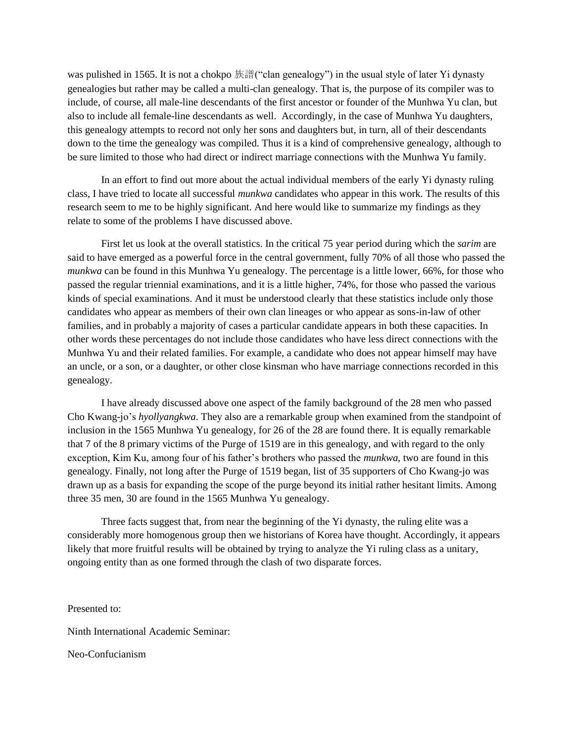was pulished in 1565. It is not a chokpo 族譜("clan genealogy") in the usual style of later Yi dynasty genealogies but rather may be called a multi-clan genealogy. That is, the purpose of its compiler was to include, of course, all male-line descendants of the first ancestor or founder of the Munhwa Yu clan, but also to include all female-line descendants as well. Accordingly, in the case of Munhwa Yu daughters, this genealogy attempts to record not only her sons and daughters but, in turn, all of their descendants down to the time the genealogy was compiled. Thus it is a kind of comprehensive genealogy, although to be sure limited to those who had direct or indirect marriage connections with the Munhwa Yu family.

In an effort to find out more about the actual individual members of the early Yi dynasty ruling class, I have tried to locate all successful *munkwa* candidates who appear in this work. The results of this research seem to me to be highly significant. And here would like to summarize my findings as they relate to some of the problems I have discussed above.

First let us look at the overall statistics. In the critical 75 year period during which the *sarim* are said to have emerged as a powerful force in the central government, fully 70% of all those who passed the *munkwa* can be found in this Munhwa Yu genealogy. The percentage is a little lower, 66%, for those who passed the regular triennial examinations, and it is a little higher, 74%, for those who passed the various kinds of special examinations. And it must be understood clearly that these statistics include only those candidates who appear as members of their own clan lineages or who appear as sons-in-law of other families, and in probably a majority of cases a particular candidate appears in both these capacities. In other words these percentages do not include those candidates who have less direct connections with the Munhwa Yu and their related families. For example, a candidate who does not appear himself may have an uncle, or a son, or a daughter, or other close kinsman who have marriage connections recorded in this genealogy.

I have already discussed above one aspect of the family background of the 28 men who passed Cho Kwang-jo's *hyollyangkwa*. They also are a remarkable group when examined from the standpoint of inclusion in the 1565 Munhwa Yu genealogy, for 26 of the 28 are found there. It is equally remarkable that 7 of the 8 primary victims of the Purge of 1519 are in this genealogy, and with regard to the only exception, Kim Ku, among four of his father's brothers who passed the *munkwa,* two are found in this genealogy. Finally, not long after the Purge of 1519 began, list of 35 supporters of Cho Kwang-jo was drawn up as a basis for expanding the scope of the purge beyond its initial rather hesitant limits. Among three 35 men, 30 are found in the 1565 Munhwa Yu genealogy.

Three facts suggest that, from near the beginning of the Yi dynasty, the ruling elite was a considerably more homogenous group then we historians of Korea have thought. Accordingly, it appears likely that more fruitful results will be obtained by trying to analyze the Yi ruling class as a unitary, ongoing entity than as one formed through the clash of two disparate forces.

Presented to:

Ninth International Academic Seminar:

Neo-Confucianism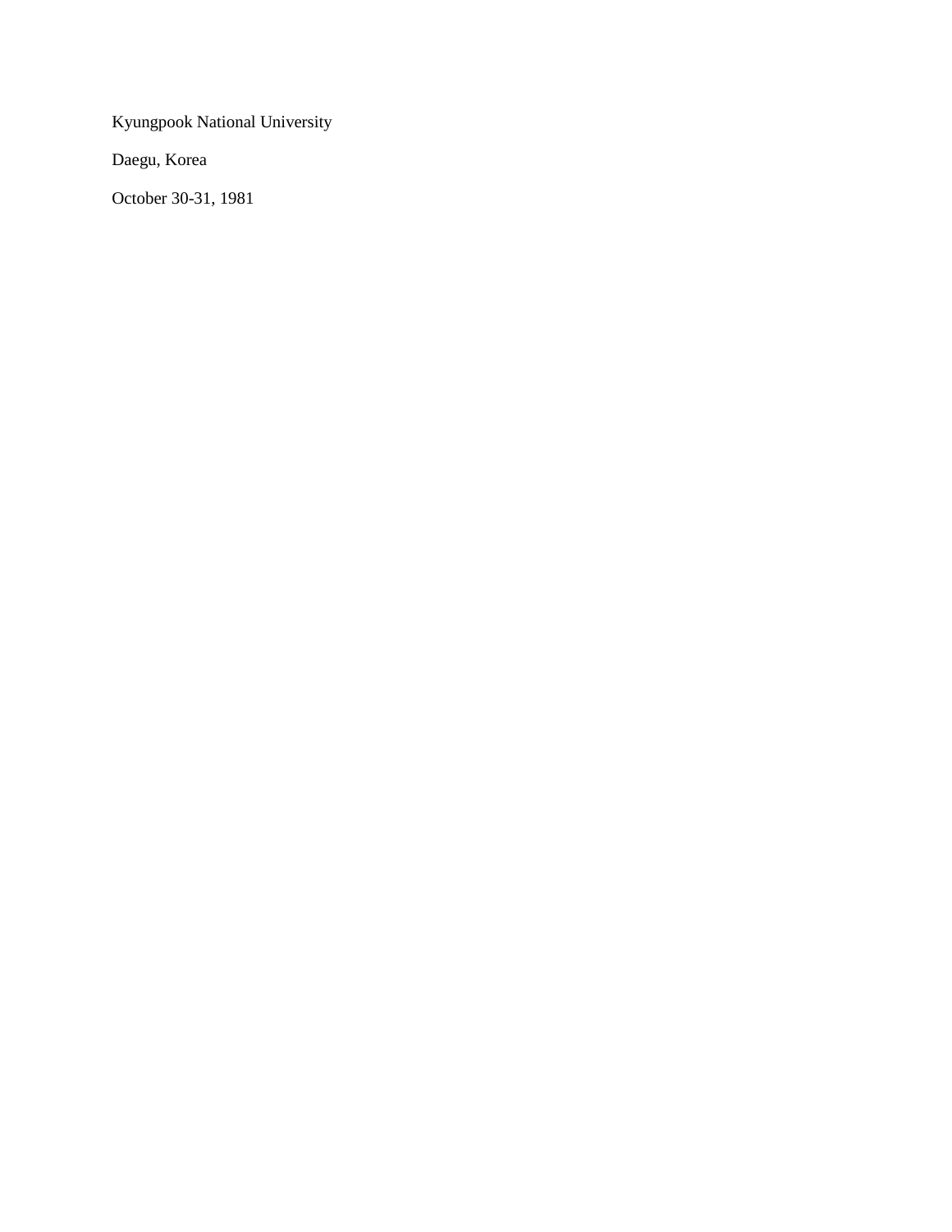Kyungpook National University

Daegu, Korea

October 30-31, 1981